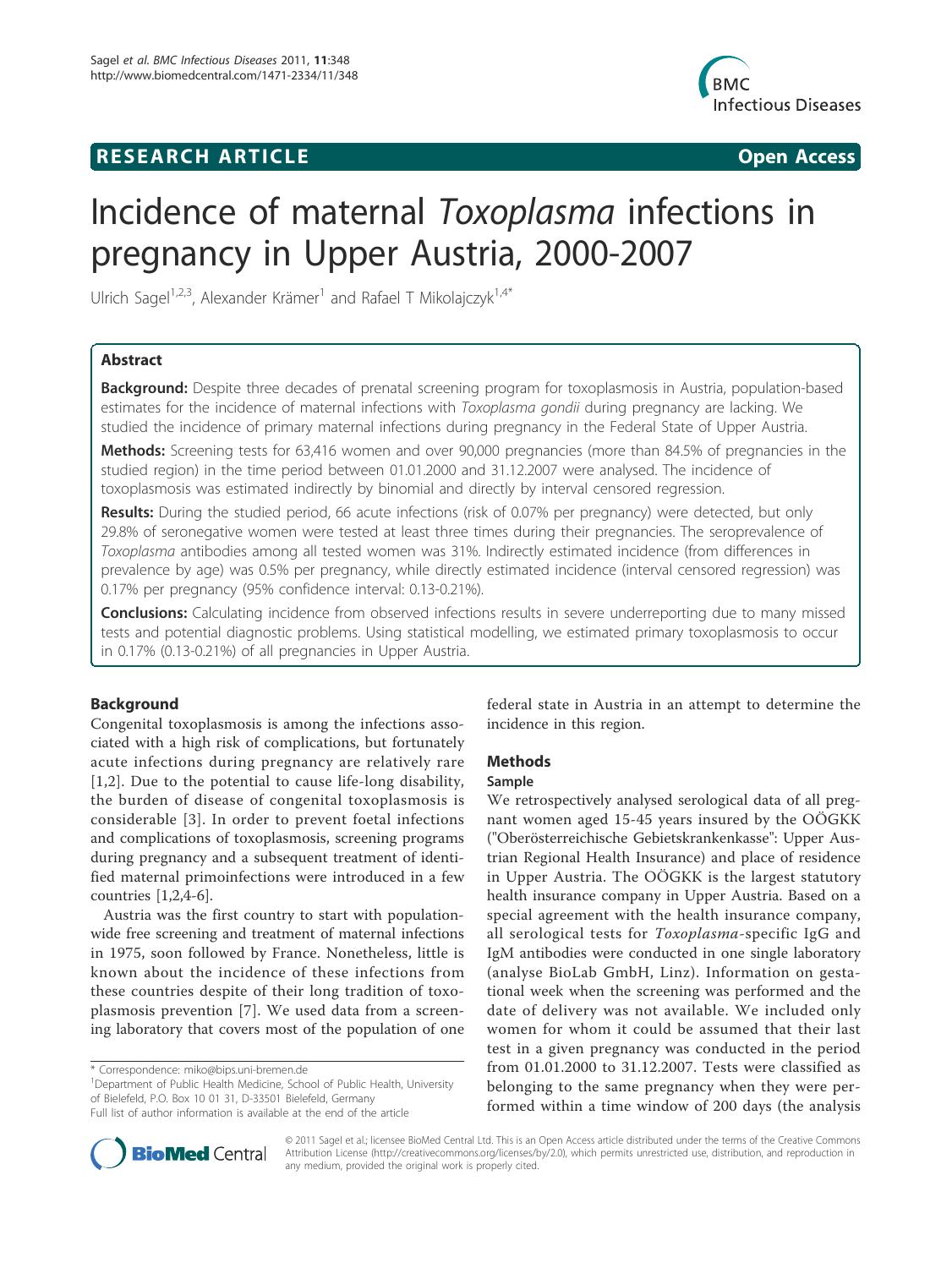**RESEARCH ARTICLE** **Open Access**

# Incidence of maternal *Toxoplasma* infections in pregnancy in Upper Austria, 2000-2007

Ulrich Sagel[1,2,3], Alexander Krämer[1] and Rafael T Mikolajczyk[1,4*]

## Abstract

**Background:** Despite three decades of prenatal screening program for toxoplasmosis in Austria, population-based estimates for the incidence of maternal infections with *Toxoplasma gondii* during pregnancy are lacking. We studied the incidence of primary maternal infections during pregnancy in the Federal State of Upper Austria.

**Methods:** Screening tests for 63,416 women and over 90,000 pregnancies (more than 84.5% of pregnancies in the studied region) in the time period between 01.01.2000 and 31.12.2007 were analysed. The incidence of toxoplasmosis was estimated indirectly by binomial and directly by interval censored regression.

**Results:** During the studied period, 66 acute infections (risk of 0.07% per pregnancy) were detected, but only 29.8% of seronegative women were tested at least three times during their pregnancies. The seroprevalence of *Toxoplasma* antibodies among all tested women was 31%. Indirectly estimated incidence (from differences in prevalence by age) was 0.5% per pregnancy, while directly estimated incidence (interval censored regression) was 0.17% per pregnancy (95% confidence interval: 0.13-0.21%).

**Conclusions:** Calculating incidence from observed infections results in severe underreporting due to many missed tests and potential diagnostic problems. Using statistical modelling, we estimated primary toxoplasmosis to occur in 0.17% (0.13-0.21%) of all pregnancies in Upper Austria.

## Background

Congenital toxoplasmosis is among the infections associated with a high risk of complications, but fortunately acute infections during pregnancy are relatively rare [1,2]. Due to the potential to cause life-long disability, the burden of disease of congenital toxoplasmosis is considerable [3]. In order to prevent foetal infections and complications of toxoplasmosis, screening programs during pregnancy and a subsequent treatment of identified maternal primoinfections were introduced in a few countries [1,2,4-6].

Austria was the first country to start with population-wide free screening and treatment of maternal infections in 1975, soon followed by France. Nonetheless, little is known about the incidence of these infections from these countries despite of their long tradition of toxoplasmosis prevention [7]. We used data from a screening laboratory that covers most of the population of one federal state in Austria in an attempt to determine the incidence in this region.

## Methods

### Sample

We retrospectively analysed serological data of all pregnant women aged 15-45 years insured by the OÖGKK ("Oberösterreichische Gebietskrankenkasse": Upper Austrian Regional Health Insurance) and place of residence in Upper Austria. The OÖGKK is the largest statutory health insurance company in Upper Austria. Based on a special agreement with the health insurance company, all serological tests for *Toxoplasma*-specific IgG and IgM antibodies were conducted in one single laboratory (analyse BioLab GmbH, Linz). Information on gestational week when the screening was performed and the date of delivery was not available. We included only women for whom it could be assumed that their last test in a given pregnancy was conducted in the period from 01.01.2000 to 31.12.2007. Tests were classified as belonging to the same pregnancy when they were performed within a time window of 200 days (the analysis

\* Correspondence: miko@bips.uni-bremen.de
[1]Department of Public Health Medicine, School of Public Health, University of Bielefeld, P.O. Box 10 01 31, D-33501 Bielefeld, Germany
Full list of author information is available at the end of the article

© 2011 Sagel et al; licensee BioMed Central Ltd. This is an Open Access article distributed under the terms of the Creative Commons Attribution License (http://creativecommons.org/licenses/by/2.0), which permits unrestricted use, distribution, and reproduction in any medium, provided the original work is properly cited.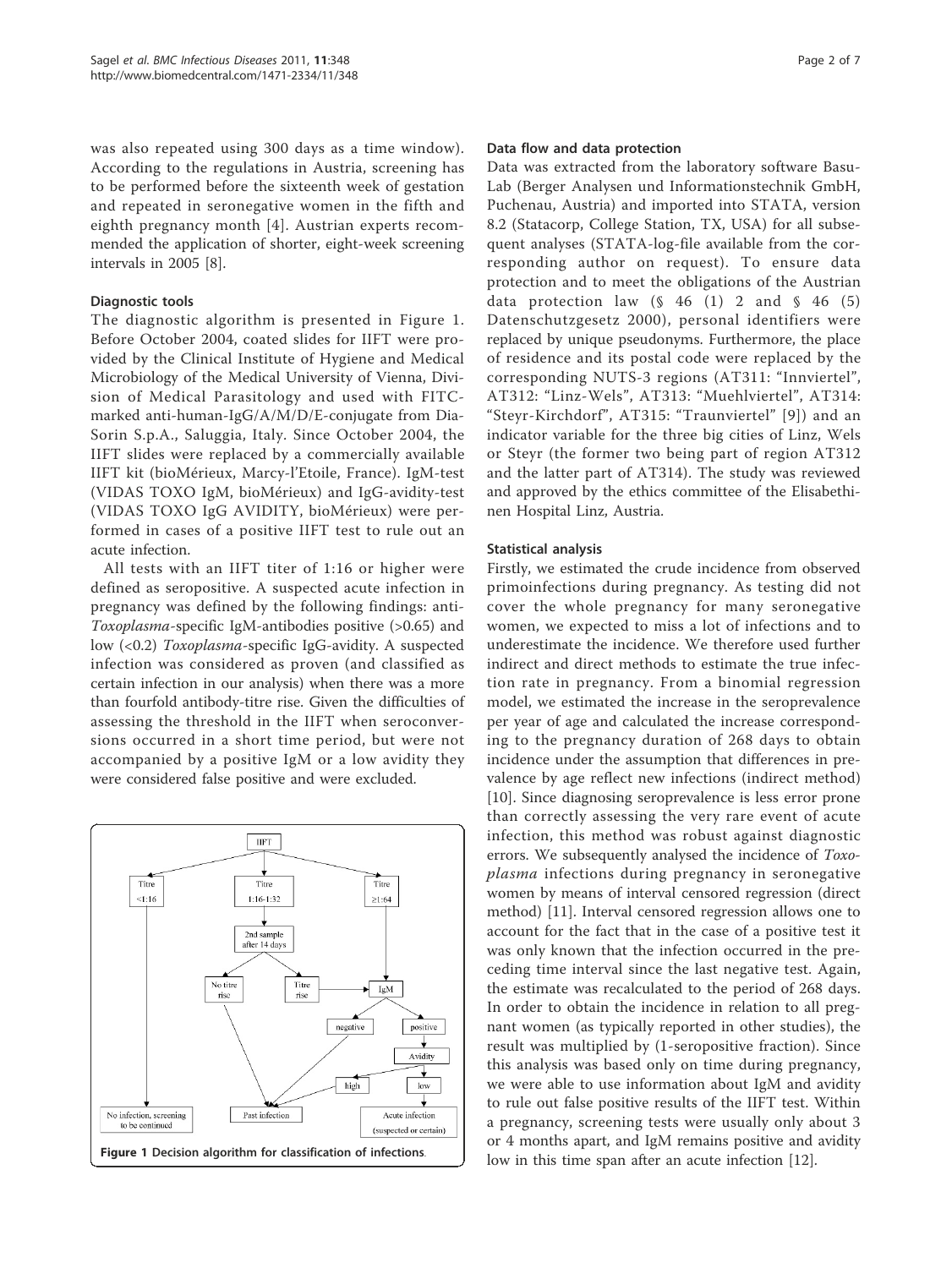was also repeated using 300 days as a time window). According to the regulations in Austria, screening has to be performed before the sixteenth week of gestation and repeated in seronegative women in the fifth and eighth pregnancy month [4]. Austrian experts recommended the application of shorter, eight-week screening intervals in 2005 [8].

### Diagnostic tools

The diagnostic algorithm is presented in Figure 1. Before October 2004, coated slides for IIFT were provided by the Clinical Institute of Hygiene and Medical Microbiology of the Medical University of Vienna, Division of Medical Parasitology and used with FITC-marked anti-human-IgG/A/M/D/E-conjugate from DiaSorin S.p.A., Saluggia, Italy. Since October 2004, the IIFT slides were replaced by a commercially available IIFT kit (bioMérieux, Marcy-l'Etoile, France). IgM-test (VIDAS TOXO IgM, bioMérieux) and IgG-avidity-test (VIDAS TOXO IgG AVIDITY, bioMérieux) were performed in cases of a positive IIFT test to rule out an acute infection.

All tests with an IIFT titer of 1:16 or higher were defined as seropositive. A suspected acute infection in pregnancy was defined by the following findings: anti-*Toxoplasma*-specific IgM-antibodies positive (>0.65) and low (<0.2) *Toxoplasma*-specific IgG-avidity. A suspected infection was considered as proven (and classified as certain infection in our analysis) when there was a more than fourfold antibody-titre rise. Given the difficulties of assessing the threshold in the IIFT when seroconversions occurred in a short time period, but were not accompanied by a positive IgM or a low avidity they were considered false positive and were excluded.

**Figure 1 Decision algorithm for classification of infections**.

### Data flow and data protection

Data was extracted from the laboratory software BasuLab (Berger Analysen und Informationstechnik GmbH, Puchenau, Austria) and imported into STATA, version 8.2 (Statacorp, College Station, TX, USA) for all subsequent analyses (STATA-log-file available from the corresponding author on request). To ensure data protection and to meet the obligations of the Austrian data protection law (§ 46 (1) 2 and § 46 (5) Datenschutzgesetz 2000), personal identifiers were replaced by unique pseudonyms. Furthermore, the place of residence and its postal code were replaced by the corresponding NUTS-3 regions (AT311: "Innviertel", AT312: "Linz-Wels", AT313: "Muehlviertel", AT314: "Steyr-Kirchdorf", AT315: "Traunviertel" [9]) and an indicator variable for the three big cities of Linz, Wels or Steyr (the former two being part of region AT312 and the latter part of AT314). The study was reviewed and approved by the ethics committee of the Elisabethinen Hospital Linz, Austria.

### Statistical analysis

Firstly, we estimated the crude incidence from observed primoinfections during pregnancy. As testing did not cover the whole pregnancy for many seronegative women, we expected to miss a lot of infections and to underestimate the incidence. We therefore used further indirect and direct methods to estimate the true infection rate in pregnancy. From a binomial regression model, we estimated the increase in the seroprevalence per year of age and calculated the increase corresponding to the pregnancy duration of 268 days to obtain incidence under the assumption that differences in prevalence by age reflect new infections (indirect method) [10]. Since diagnosing seroprevalence is less error prone than correctly assessing the very rare event of acute infection, this method was robust against diagnostic errors. We subsequently analysed the incidence of *Toxoplasma* infections during pregnancy in seronegative women by means of interval censored regression (direct method) [11]. Interval censored regression allows one to account for the fact that in the case of a positive test it was only known that the infection occurred in the preceding time interval since the last negative test. Again, the estimate was recalculated to the period of 268 days. In order to obtain the incidence in relation to all pregnant women (as typically reported in other studies), the result was multiplied by (1-seropositive fraction). Since this analysis was based only on time during pregnancy, we were able to use information about IgM and avidity to rule out false positive results of the IIFT test. Within a pregnancy, screening tests were usually only about 3 or 4 months apart, and IgM remains positive and avidity low in this time span after an acute infection [12].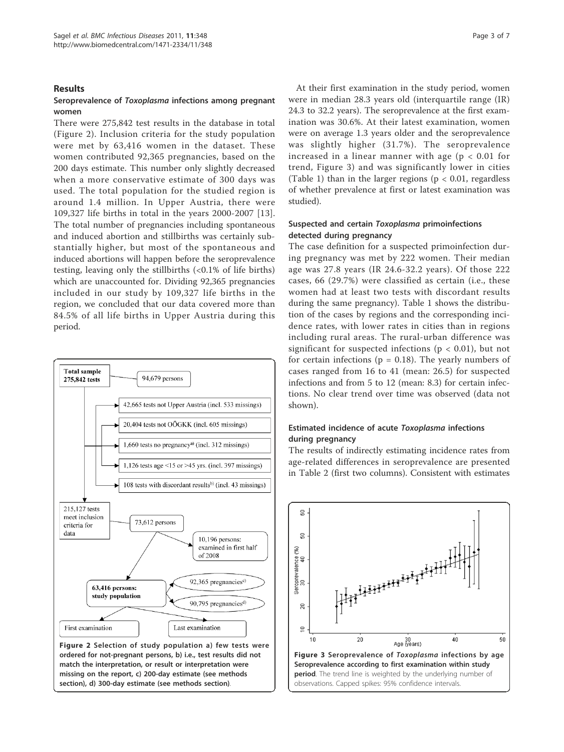## Results

### Seroprevalence of *Toxoplasma* infections among pregnant women

There were 275,842 test results in the database in total (Figure 2). Inclusion criteria for the study population were met by 63,416 women in the dataset. These women contributed 92,365 pregnancies, based on the 200 days estimate. This number only slightly decreased when a more conservative estimate of 300 days was used. The total population for the studied region is around 1.4 million. In Upper Austria, there were 109,327 life births in total in the years 2000-2007 [13]. The total number of pregnancies including spontaneous and induced abortion and stillbirths was certainly substantially higher, but most of the spontaneous and induced abortions will happen before the seroprevalence testing, leaving only the stillbirths (<0.1% of life births) which are unaccounted for. Dividing 92,365 pregnancies included in our study by 109,327 life births in the region, we concluded that our data covered more than 84.5% of all life births in Upper Austria during this period.

Figure 2 Selection of study population a) few tests were ordered for not-pregnant persons, b) i.e., test results did not match the interpretation, or result or interpretation were missing on the report, c) 200-day estimate (see methods section), d) 300-day estimate (see methods section).

At their first examination in the study period, women were in median 28.3 years old (interquartile range (IR) 24.3 to 32.2 years). The seroprevalence at the first examination was 30.6%. At their latest examination, women were on average 1.3 years older and the seroprevalence was slightly higher (31.7%). The seroprevalence increased in a linear manner with age ($p < 0.01$ for trend, Figure 3) and was significantly lower in cities (Table 1) than in the larger regions ($p < 0.01$, regardless of whether prevalence at first or latest examination was studied).

### Suspected and certain *Toxoplasma* primoinfections detected during pregnancy

The case definition for a suspected primoinfection during pregnancy was met by 222 women. Their median age was 27.8 years (IR 24.6-32.2 years). Of those 222 cases, 66 (29.7%) were classified as certain (i.e., these women had at least two tests with discordant results during the same pregnancy). Table 1 shows the distribution of the cases by regions and the corresponding incidence rates, with lower rates in cities than in regions including rural areas. The rural-urban difference was significant for suspected infections ($p < 0.01$), but not for certain infections ($p = 0.18$). The yearly numbers of cases ranged from 16 to 41 (mean: 26.5) for suspected infections and from 5 to 12 (mean: 8.3) for certain infections. No clear trend over time was observed (data not shown).

### Estimated incidence of acute *Toxoplasma* infections during pregnancy

The results of indirectly estimating incidence rates from age-related differences in seroprevalence are presented in Table 2 (first two columns). Consistent with estimates

Figure 3 Seroprevalence of *Toxoplasma* infections by age Seroprevalence according to first examination within study period. The trend line is weighted by the underlying number of observations. Capped spikes: 95% confidence intervals.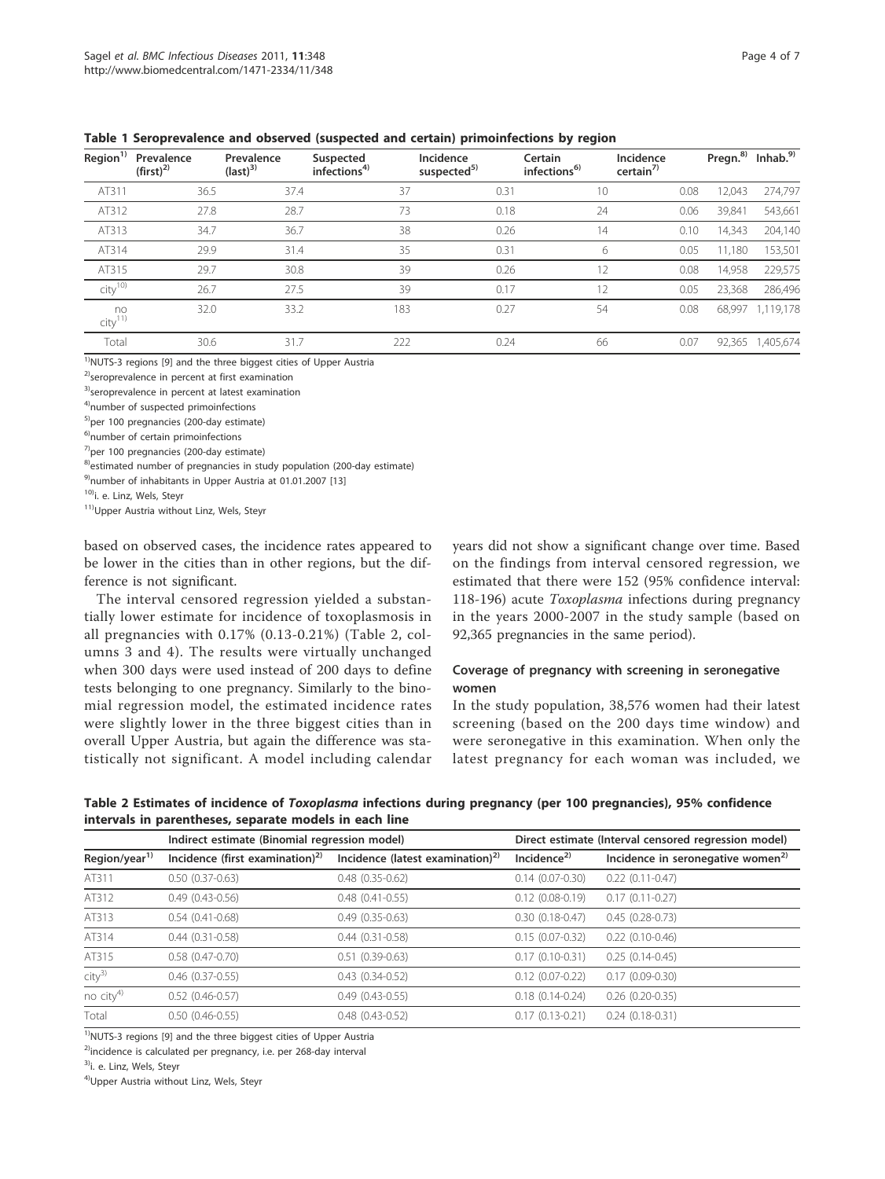**Table 1 Seroprevalence and observed (suspected and certain) primoinfections by region**

| Region[1)] | Prevalence (first)[2)] | Prevalence (last)[3)] | Suspected infections[4)] | Incidence suspected[5)] | Certain infections[6)] | Incidence certain[7)] | Pregn.[8)] | Inhab.[9)] |
|---|---|---|---|---|---|---|---|---|
| AT311 | 36.5 | 37.4 | 37 | 0.31 | 10 | 0.08 | 12,043 | 274,797 |
| AT312 | 27.8 | 28.7 | 73 | 0.18 | 24 | 0.06 | 39,841 | 543,661 |
| AT313 | 34.7 | 36.7 | 38 | 0.26 | 14 | 0.10 | 14,343 | 204,140 |
| AT314 | 29.9 | 31.4 | 35 | 0.31 | 6 | 0.05 | 11,180 | 153,501 |
| AT315 | 29.7 | 30.8 | 39 | 0.26 | 12 | 0.08 | 14,958 | 229,575 |
| city[10)] | 26.7 | 27.5 | 39 | 0.17 | 12 | 0.05 | 23,368 | 286,496 |
| no city[11)] | 32.0 | 33.2 | 183 | 0.27 | 54 | 0.08 | 68,997 | 1,119,178 |
| Total | 30.6 | 31.7 | 222 | 0.24 | 66 | 0.07 | 92,365 | 1,405,674 |

[1)]NUTS-3 regions [9] and the three biggest cities of Upper Austria
[2)]seroprevalence in percent at first examination
[3)]seroprevalence in percent at latest examination
[4)]number of suspected primoinfections
[5)]per 100 pregnancies (200-day estimate)
[6)]number of certain primoinfections
[7)]per 100 pregnancies (200-day estimate)
[8)]estimated number of pregnancies in study population (200-day estimate)
[9)]number of inhabitants in Upper Austria at 01.01.2007 [13]
[10)]i. e. Linz, Wels, Steyr
[11)]Upper Austria without Linz, Wels, Steyr

based on observed cases, the incidence rates appeared to be lower in the cities than in other regions, but the difference is not significant.

The interval censored regression yielded a substantially lower estimate for incidence of toxoplasmosis in all pregnancies with 0.17% (0.13-0.21%) (Table 2, columns 3 and 4). The results were virtually unchanged when 300 days were used instead of 200 days to define tests belonging to one pregnancy. Similarly to the binomial regression model, the estimated incidence rates were slightly lower in the three biggest cities than in overall Upper Austria, but again the difference was statistically not significant. A model including calendar years did not show a significant change over time. Based on the findings from interval censored regression, we estimated that there were 152 (95% confidence interval: 118-196) acute *Toxoplasma* infections during pregnancy in the years 2000-2007 in the study sample (based on 92,365 pregnancies in the same period).

### Coverage of pregnancy with screening in seronegative women

In the study population, 38,576 women had their latest screening (based on the 200 days time window) and were seronegative in this examination. When only the latest pregnancy for each woman was included, we

**Table 2 Estimates of incidence of *Toxoplasma* infections during pregnancy (per 100 pregnancies), 95% confidence intervals in parentheses, separate models in each line**

| | Indirect estimate (Binomial regression model) | | Direct estimate (Interval censored regression model) | |
|---|---|---|---|---|
| Region/year[1)] | Incidence (first examination)[2)] | Incidence (latest examination)[2)] | Incidence[2)] | Incidence in seronegative women[2)] |
| AT311 | 0.50 (0.37-0.63) | 0.48 (0.35-0.62) | 0.14 (0.07-0.30) | 0.22 (0.11-0.47) |
| AT312 | 0.49 (0.43-0.56) | 0.48 (0.41-0.55) | 0.12 (0.08-0.19) | 0.17 (0.11-0.27) |
| AT313 | 0.54 (0.41-0.68) | 0.49 (0.35-0.63) | 0.30 (0.18-0.47) | 0.45 (0.28-0.73) |
| AT314 | 0.44 (0.31-0.58) | 0.44 (0.31-0.58) | 0.15 (0.07-0.32) | 0.22 (0.10-0.46) |
| AT315 | 0.58 (0.47-0.70) | 0.51 (0.39-0.63) | 0.17 (0.10-0.31) | 0.25 (0.14-0.45) |
| city[3)] | 0.46 (0.37-0.55) | 0.43 (0.34-0.52) | 0.12 (0.07-0.22) | 0.17 (0.09-0.30) |
| no city[4)] | 0.52 (0.46-0.57) | 0.49 (0.43-0.55) | 0.18 (0.14-0.24) | 0.26 (0.20-0.35) |
| Total | 0.50 (0.46-0.55) | 0.48 (0.43-0.52) | 0.17 (0.13-0.21) | 0.24 (0.18-0.31) |

[1)]NUTS-3 regions [9] and the three biggest cities of Upper Austria
[2)]incidence is calculated per pregnancy, i.e. per 268-day interval
[3)]i. e. Linz, Wels, Steyr
[4)]Upper Austria without Linz, Wels, Steyr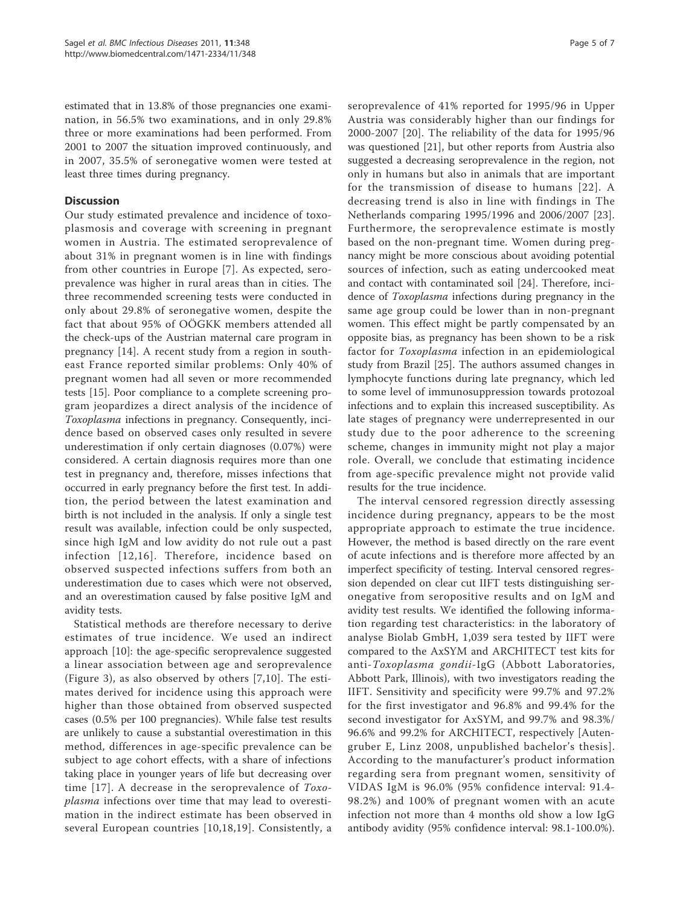estimated that in 13.8% of those pregnancies one examination, in 56.5% two examinations, and in only 29.8% three or more examinations had been performed. From 2001 to 2007 the situation improved continuously, and in 2007, 35.5% of seronegative women were tested at least three times during pregnancy.

## Discussion

Our study estimated prevalence and incidence of toxoplasmosis and coverage with screening in pregnant women in Austria. The estimated seroprevalence of about 31% in pregnant women is in line with findings from other countries in Europe [7]. As expected, seroprevalence was higher in rural areas than in cities. The three recommended screening tests were conducted in only about 29.8% of seronegative women, despite the fact that about 95% of OÖGKK members attended all the check-ups of the Austrian maternal care program in pregnancy [14]. A recent study from a region in southeast France reported similar problems: Only 40% of pregnant women had all seven or more recommended tests [15]. Poor compliance to a complete screening program jeopardizes a direct analysis of the incidence of *Toxoplasma* infections in pregnancy. Consequently, incidence based on observed cases only resulted in severe underestimation if only certain diagnoses (0.07%) were considered. A certain diagnosis requires more than one test in pregnancy and, therefore, misses infections that occurred in early pregnancy before the first test. In addition, the period between the latest examination and birth is not included in the analysis. If only a single test result was available, infection could be only suspected, since high IgM and low avidity do not rule out a past infection [12,16]. Therefore, incidence based on observed suspected infections suffers from both an underestimation due to cases which were not observed, and an overestimation caused by false positive IgM and avidity tests.

Statistical methods are therefore necessary to derive estimates of true incidence. We used an indirect approach [10]: the age-specific seroprevalence suggested a linear association between age and seroprevalence (Figure 3), as also observed by others [7,10]. The estimates derived for incidence using this approach were higher than those obtained from observed suspected cases (0.5% per 100 pregnancies). While false test results are unlikely to cause a substantial overestimation in this method, differences in age-specific prevalence can be subject to age cohort effects, with a share of infections taking place in younger years of life but decreasing over time [17]. A decrease in the seroprevalence of *Toxoplasma* infections over time that may lead to overestimation in the indirect estimate has been observed in several European countries [10,18,19]. Consistently, a seroprevalence of 41% reported for 1995/96 in Upper Austria was considerably higher than our findings for 2000-2007 [20]. The reliability of the data for 1995/96 was questioned [21], but other reports from Austria also suggested a decreasing seroprevalence in the region, not only in humans but also in animals that are important for the transmission of disease to humans [22]. A decreasing trend is also in line with findings in The Netherlands comparing 1995/1996 and 2006/2007 [23]. Furthermore, the seroprevalence estimate is mostly based on the non-pregnant time. Women during pregnancy might be more conscious about avoiding potential sources of infection, such as eating undercooked meat and contact with contaminated soil [24]. Therefore, incidence of *Toxoplasma* infections during pregnancy in the same age group could be lower than in non-pregnant women. This effect might be partly compensated by an opposite bias, as pregnancy has been shown to be a risk factor for *Toxoplasma* infection in an epidemiological study from Brazil [25]. The authors assumed changes in lymphocyte functions during late pregnancy, which led to some level of immunosuppression towards protozoal infections and to explain this increased susceptibility. As late stages of pregnancy were underrepresented in our study due to the poor adherence to the screening scheme, changes in immunity might not play a major role. Overall, we conclude that estimating incidence from age-specific prevalence might not provide valid results for the true incidence.

The interval censored regression directly assessing incidence during pregnancy, appears to be the most appropriate approach to estimate the true incidence. However, the method is based directly on the rare event of acute infections and is therefore more affected by an imperfect specificity of testing. Interval censored regression depended on clear cut IIFT tests distinguishing seronegative from seropositive results and on IgM and avidity test results. We identified the following information regarding test characteristics: in the laboratory of analyse Biolab GmbH, 1,039 sera tested by IIFT were compared to the AxSYM and ARCHITECT test kits for anti-*Toxoplasma gondii*-IgG (Abbott Laboratories, Abbott Park, Illinois), with two investigators reading the IIFT. Sensitivity and specificity were 99.7% and 97.2% for the first investigator and 96.8% and 99.4% for the second investigator for AxSYM, and 99.7% and 98.3%/ 96.6% and 99.2% for ARCHITECT, respectively [Autengruber E, Linz 2008, unpublished bachelor's thesis]. According to the manufacturer's product information regarding sera from pregnant women, sensitivity of VIDAS IgM is 96.0% (95% confidence interval: 91.4-98.2%) and 100% of pregnant women with an acute infection not more than 4 months old show a low IgG antibody avidity (95% confidence interval: 98.1-100.0%).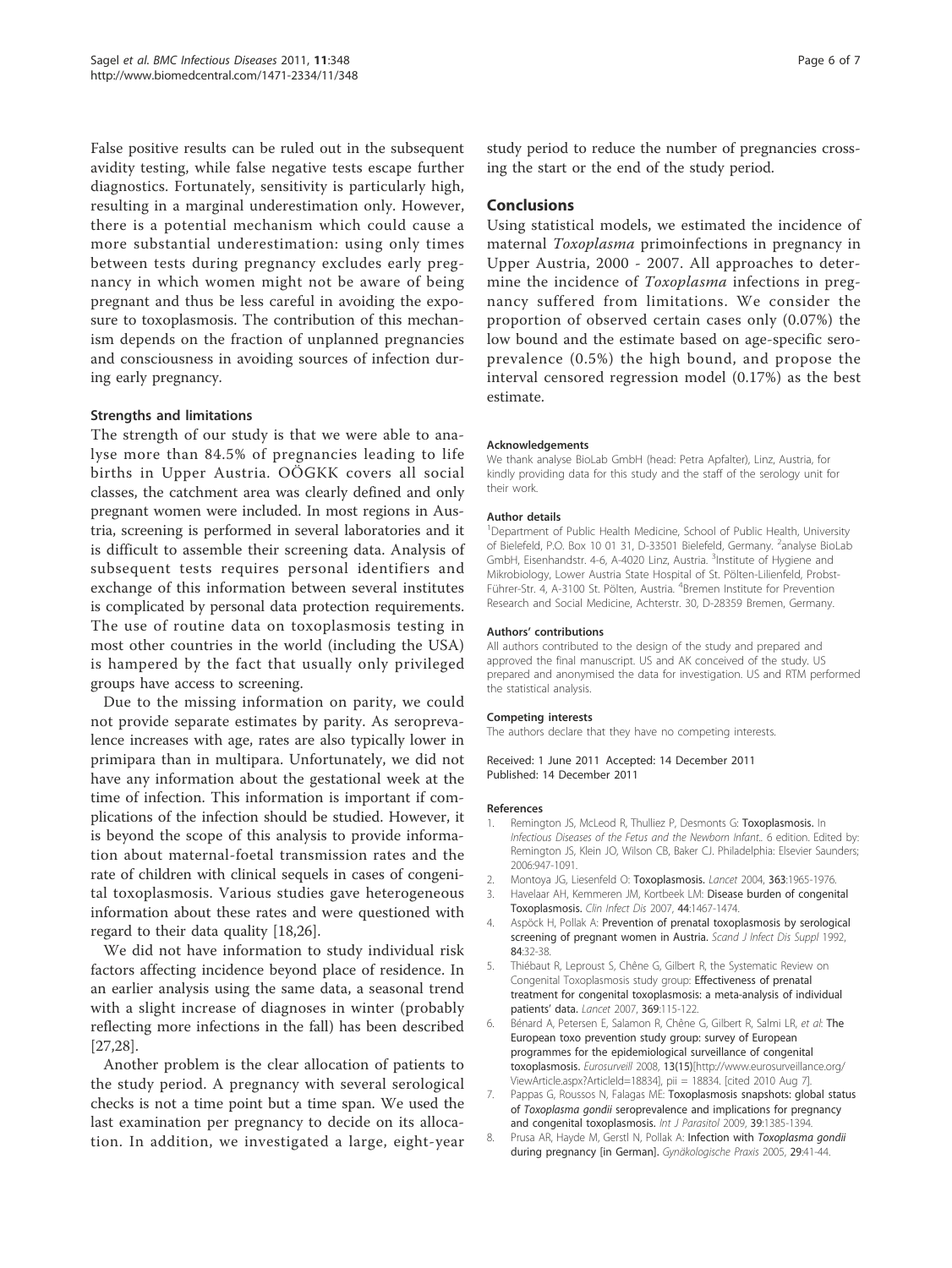False positive results can be ruled out in the subsequent avidity testing, while false negative tests escape further diagnostics. Fortunately, sensitivity is particularly high, resulting in a marginal underestimation only. However, there is a potential mechanism which could cause a more substantial underestimation: using only times between tests during pregnancy excludes early pregnancy in which women might not be aware of being pregnant and thus be less careful in avoiding the exposure to toxoplasmosis. The contribution of this mechanism depends on the fraction of unplanned pregnancies and consciousness in avoiding sources of infection during early pregnancy.

### Strengths and limitations

The strength of our study is that we were able to analyse more than 84.5% of pregnancies leading to life births in Upper Austria. OÖGKK covers all social classes, the catchment area was clearly defined and only pregnant women were included. In most regions in Austria, screening is performed in several laboratories and it is difficult to assemble their screening data. Analysis of subsequent tests requires personal identifiers and exchange of this information between several institutes is complicated by personal data protection requirements. The use of routine data on toxoplasmosis testing in most other countries in the world (including the USA) is hampered by the fact that usually only privileged groups have access to screening.

Due to the missing information on parity, we could not provide separate estimates by parity. As seroprevalence increases with age, rates are also typically lower in primipara than in multipara. Unfortunately, we did not have any information about the gestational week at the time of infection. This information is important if complications of the infection should be studied. However, it is beyond the scope of this analysis to provide information about maternal-foetal transmission rates and the rate of children with clinical sequels in cases of congenital toxoplasmosis. Various studies gave heterogeneous information about these rates and were questioned with regard to their data quality [18,26].

We did not have information to study individual risk factors affecting incidence beyond place of residence. In an earlier analysis using the same data, a seasonal trend with a slight increase of diagnoses in winter (probably reflecting more infections in the fall) has been described [27,28].

Another problem is the clear allocation of patients to the study period. A pregnancy with several serological checks is not a time point but a time span. We used the last examination per pregnancy to decide on its allocation. In addition, we investigated a large, eight-year study period to reduce the number of pregnancies crossing the start or the end of the study period.

## Conclusions

Using statistical models, we estimated the incidence of maternal *Toxoplasma* primoinfections in pregnancy in Upper Austria, 2000 - 2007. All approaches to determine the incidence of *Toxoplasma* infections in pregnancy suffered from limitations. We consider the proportion of observed certain cases only (0.07%) the low bound and the estimate based on age-specific seroprevalence (0.5%) the high bound, and propose the interval censored regression model (0.17%) as the best estimate.

#### Acknowledgements

We thank analyse BioLab GmbH (head: Petra Apfalter), Linz, Austria, for kindly providing data for this study and the staff of the serology unit for their work.

#### Author details

[1]Department of Public Health Medicine, School of Public Health, University of Bielefeld, P.O. Box 10 01 31, D-33501 Bielefeld, Germany. [2]analyse BioLab GmbH, Eisenhandstr. 4-6, A-4020 Linz, Austria. [3]Institute of Hygiene and Mikrobiology, Lower Austria State Hospital of St. Pölten-Lilienfeld, Probst-Führer-Str. 4, A-3100 St. Pölten, Austria. [4]Bremen Institute for Prevention Research and Social Medicine, Achterstr. 30, D-28359 Bremen, Germany.

#### Authors' contributions

All authors contributed to the design of the study and prepared and approved the final manuscript. US and AK conceived of the study. US prepared and anonymised the data for investigation. US and RTM performed the statistical analysis.

#### Competing interests

The authors declare that they have no competing interests.

Received: 1 June 2011 Accepted: 14 December 2011
Published: 14 December 2011

#### References

1. Remington JS, McLeod R, Thulliez P, Desmonts G: **Toxoplasmosis.** In *Infectious Diseases of the Fetus and the Newborn Infant.*. 6 edition. Edited by: Remington JS, Klein JO, Wilson CB, Baker CJ. Philadelphia: Elsevier Saunders; 2006:947-1091.
2. Montoya JG, Liesenfeld O: **Toxoplasmosis.** *Lancet* 2004, **363**:1965-1976.
3. Havelaar AH, Kemmeren JM, Kortbeek LM: **Disease burden of congenital Toxoplasmosis.** *Clin Infect Dis* 2007, **44**:1467-1474.
4. Aspöck H, Pollak A: **Prevention of prenatal toxoplasmosis by serological screening of pregnant women in Austria.** *Scand J Infect Dis Suppl* 1992, **84**:32-38.
5. Thiébaut R, Leproust S, Chêne G, Gilbert R, the Systematic Review on Congenital Toxoplasmosis study group: **Effectiveness of prenatal treatment for congenital toxoplasmosis: a meta-analysis of individual patients' data.** *Lancet* 2007, **369**:115-122.
6. Bénard A, Petersen E, Salamon R, Chêne G, Gilbert R, Salmi LR, *et al*: **The European toxo prevention study group: survey of European programmes for the epidemiological surveillance of congenital toxoplasmosis.** *Eurosurveill* 2008, **13(15)**[http://www.eurosurveillance.org/ViewArticle.aspx?ArticleId=18834], pii = 18834. [cited 2010 Aug 7].
7. Pappas G, Roussos N, Falagas ME: **Toxoplasmosis snapshots: global status of *Toxoplasma gondii* seroprevalence and implications for pregnancy and congenital toxoplasmosis.** *Int J Parasitol* 2009, **39**:1385-1394.
8. Prusa AR, Hayde M, Gerstl N, Pollak A: **Infection with *Toxoplasma gondii* during pregnancy [in German].** *Gynäkologische Praxis* 2005, **29**:41-44.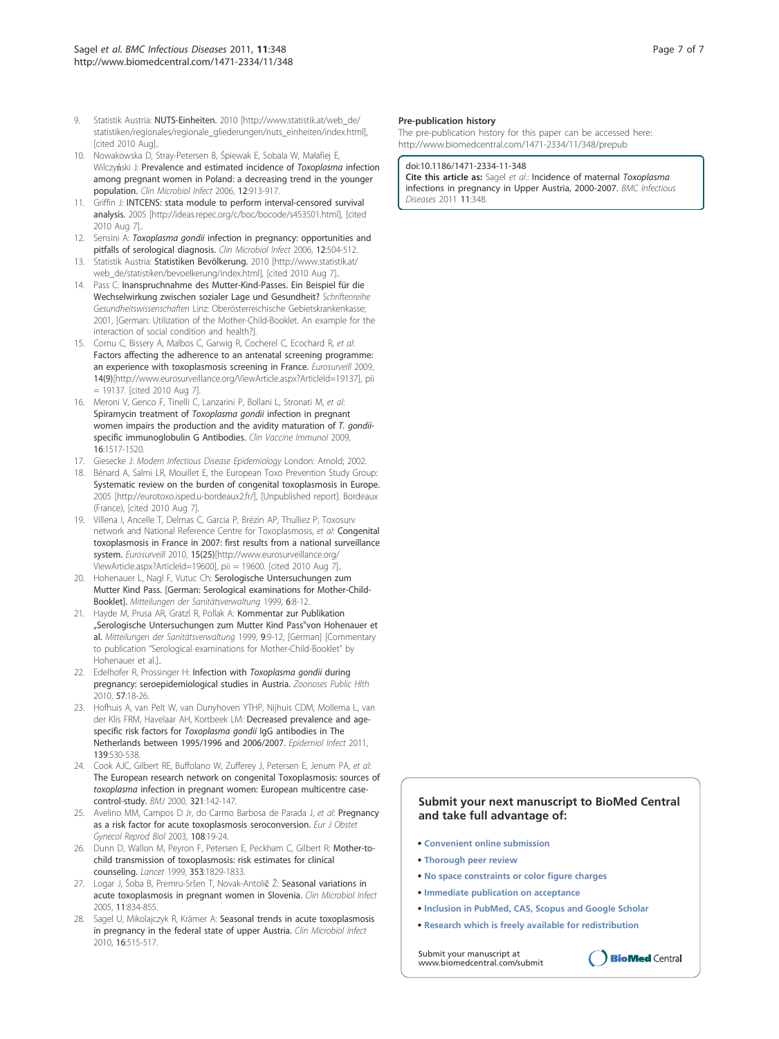9. Statistik Austria: **NUTS-Einheiten.** 2010 [http://www.statistik.at/web_de/statistiken/regionales/regionale_gliederungen/nuts_einheiten/index.html], [cited 2010 Aug]..
10. Nowakowska D, Stray-Petersen B, Śpiewak E, Sobala W, Małafiej E, Wilczyński J: **Prevalence and estimated incidence of *Toxoplasma* infection among pregnant women in Poland: a decreasing trend in the younger population.** *Clin Microbiol Infect* 2006, **12**:913-917.
11. Griffin J: **INTCENS: stata module to perform interval-censored survival analysis.** 2005 [http://ideas.repec.org/c/boc/bocode/s453501.html], [cited 2010 Aug 7]..
12. Sensini A: ***Toxoplasma gondii* infection in pregnancy: opportunities and pitfalls of serological diagnosis.** *Clin Microbiol Infect* 2006, **12**:504-512.
13. Statistik Austria: **Statistiken Bevölkerung.** 2010 [http://www.statistik.at/web_de/statistiken/bevoelkerung/index.html], [cited 2010 Aug 7]..
14. Pass C: **Inanspruchnahme des Mutter-Kind-Passes. Ein Beispiel für die Wechselwirkung zwischen sozialer Lage und Gesundheit?** *Schriftenreihe Gesundheitswissenschaften* Linz: Oberösterreichische Gebietskrankenkasse; 2001, [German: Utilization of the Mother-Child-Booklet. An example for the interaction of social condition and health?].
15. Cornu C, Bissery A, Malbos C, Garwig R, Cocherel C, Ecochard R, *et al*: **Factors affecting the adherence to an antenatal screening programme: an experience with toxoplasmosis screening in France.** *Eurosurveill* 2009, **14(9)**[http://www.eurosurveillance.org/ViewArticle.aspx?ArticleId=19137], pii = 19137. [cited 2010 Aug 7].
16. Meroni V, Genco F, Tinelli C, Lanzarini P, Bollani L, Stronati M, *et al*: **Spiramycin treatment of *Toxoplasma gondii* infection in pregnant women impairs the production and the avidity maturation of *T. gondii*-specific immunoglobulin G Antibodies.** *Clin Vaccine Immunol* 2009, **16**:1517-1520.
17. Giesecke J: *Modern Infectious Disease Epidemiology* London: Arnold; 2002.
18. Bénard A, Salmi LR, Mouillet E, the European Toxo Prevention Study Group: **Systematic review on the burden of congenital toxoplasmosis in Europe.** 2005 [http://eurotoxo.isped.u-bordeaux2.fr/], [Unpublished report]. Bordeaux (France), [cited 2010 Aug 7].
19. Villena I, Ancelle T, Delmas C, Garcia P, Brézin AP, Thulliez P, Toxosurv network and National Reference Centre for Toxoplasmosis, *et al*: **Congenital toxoplasmosis in France in 2007: first results from a national surveillance system.** *Eurosurveill* 2010, **15(25)**[http://www.eurosurveillance.org/ViewArticle.aspx?ArticleId=19600], pii = 19600. [cited 2010 Aug 7]..
20. Hohenauer L, Nagl F, Vutuc Ch: **Serologische Untersuchungen zum Mutter Kind Pass. [German: Serological examinations for Mother-Child-Booklet].** *Mitteilungen der Sanitätsverwaltung* 1999, **6**:8-12.
21. Hayde M, Prusa AR, Gratzl R, Pollak A: **Kommentar zur Publikation „Serologische Untersuchungen zum Mutter Kind Pass"von Hohenauer et al.** *Mitteilungen der Sanitätsverwaltung* 1999, **9**:9-12, [German] [Commentary to publication "Serological examinations for Mother-Child-Booklet" by Hohenauer et al.]..
22. Edelhofer R, Prossinger H: **Infection with *Toxoplasma gondii* during pregnancy: seroepidemiological studies in Austria.** *Zoonoses Public Hlth* 2010, **57**:18-26.
23. Hofhuis A, van Pelt W, van Dunyhoven YTHP, Nijhuis CDM, Mollema L, van der Klis FRM, Havelaar AH, Kortbeek LM: **Decreased prevalence and age-specific risk factors for *Toxoplasma gondii* IgG antibodies in The Netherlands between 1995/1996 and 2006/2007.** *Epidemiol Infect* 2011, **139**:530-538.
24. Cook AJC, Gilbert RE, Buffolano W, Zufferey J, Petersen E, Jenum PA, *et al*: **The European research network on congenital Toxoplasmosis: sources of *toxoplasma* infection in pregnant women: European multicentre case-control-study.** *BMJ* 2000, **321**:142-147.
25. Avelino MM, Campos D Jr, do Carmo Barbosa de Parada J, *et al*: **Pregnancy as a risk factor for acute toxoplasmosis seroconversion.** *Eur J Obstet Gynecol Reprod Biol* 2003, **108**:19-24.
26. Dunn D, Wallon M, Peyron F, Petersen E, Peckham C, Gilbert R: **Mother-to-child transmission of toxoplasmosis: risk estimates for clinical counseling.** *Lancet* 1999, **353**:1829-1833.
27. Logar J, Šoba B, Premru-Sršen T, Novak-Antolič Ž: **Seasonal variations in acute toxoplasmosis in pregnant women in Slovenia.** *Clin Microbiol Infect* 2005, **11**:834-855.
28. Sagel U, Mikolajczyk R, Krämer A: **Seasonal trends in acute toxoplasmosis in pregnancy in the federal state of upper Austria.** *Clin Microbiol Infect* 2010, **16**:515-517.

**Pre-publication history**

The pre-publication history for this paper can be accessed here: http://www.biomedcentral.com/1471-2334/11/348/prepub

doi:10.1186/1471-2334-11-348

**Cite this article as:** Sagel *et al.*: Incidence of maternal *Toxoplasma* infections in pregnancy in Upper Austria, 2000-2007. *BMC Infectious Diseases* 2011 **11**:348.

**Submit your next manuscript to BioMed Central and take full advantage of:**

- **Convenient online submission**
- **Thorough peer review**
- **No space constraints or color figure charges**
- **Immediate publication on acceptance**
- **Inclusion in PubMed, CAS, Scopus and Google Scholar**
- **Research which is freely available for redistribution**

Submit your manuscript at www.biomedcentral.com/submit

BioMed Central